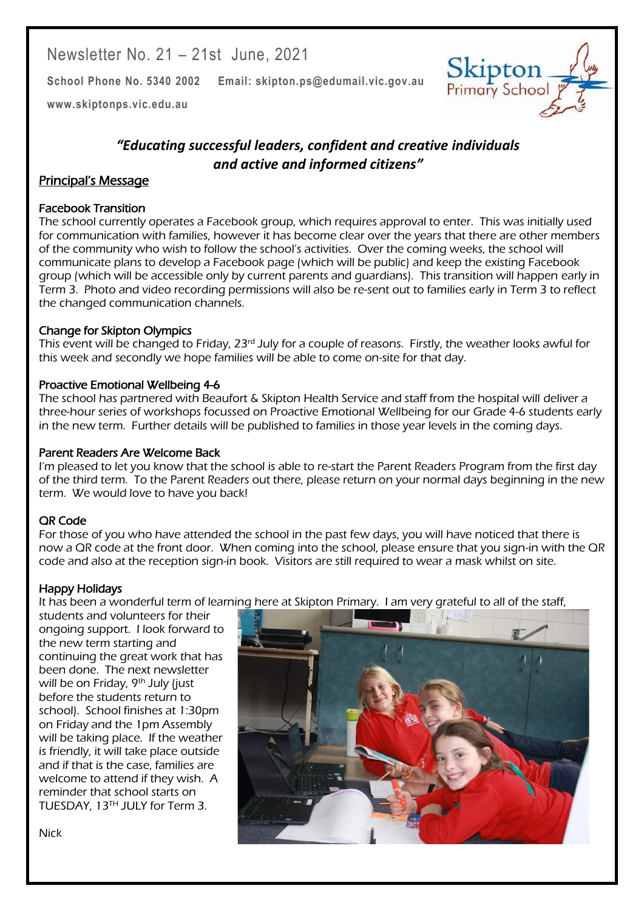Newsletter No. 21 – 21st June, 2021

**School Phone No. 5340 2002** **Email: skipton.ps@edumail.vic.gov.au**

**www.skiptonps.vic.edu.au**

Skipton Primary School

***"Educating successful leaders, confident and creative individuals and active and informed citizens"***

## Principal's Message

### Facebook Transition

The school currently operates a Facebook group, which requires approval to enter. This was initially used for communication with families, however it has become clear over the years that there are other members of the community who wish to follow the school's activities. Over the coming weeks, the school will communicate plans to develop a Facebook page (which will be public) and keep the existing Facebook group (which will be accessible only by current parents and guardians). This transition will happen early in Term 3. Photo and video recording permissions will also be re-sent out to families early in Term 3 to reflect the changed communication channels.

### Change for Skipton Olympics

This event will be changed to Friday, 23rd July for a couple of reasons. Firstly, the weather looks awful for this week and secondly we hope families will be able to come on-site for that day.

### Proactive Emotional Wellbeing 4-6

The school has partnered with Beaufort & Skipton Health Service and staff from the hospital will deliver a three-hour series of workshops focussed on Proactive Emotional Wellbeing for our Grade 4-6 students early in the new term. Further details will be published to families in those year levels in the coming days.

### Parent Readers Are Welcome Back

I'm pleased to let you know that the school is able to re-start the Parent Readers Program from the first day of the third term. To the Parent Readers out there, please return on your normal days beginning in the new term. We would love to have you back!

### QR Code

For those of you who have attended the school in the past few days, you will have noticed that there is now a QR code at the front door. When coming into the school, please ensure that you sign-in with the QR code and also at the reception sign-in book. Visitors are still required to wear a mask whilst on site.

### Happy Holidays

It has been a wonderful term of learning here at Skipton Primary. I am very grateful to all of the staff, students and volunteers for their ongoing support. I look forward to the new term starting and continuing the great work that has been done. The next newsletter will be on Friday, 9th July (just before the students return to school). School finishes at 1:30pm on Friday and the 1pm Assembly will be taking place. If the weather is friendly, it will take place outside and if that is the case, families are welcome to attend if they wish. A reminder that school starts on TUESDAY, 13TH JULY for Term 3.

Nick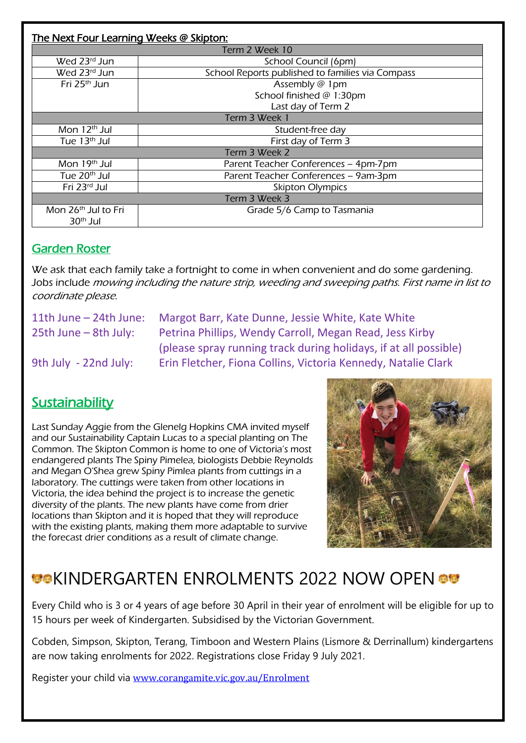## The Next Four Learning Weeks @ Skipton:

| | |
|---|---|
| Term 2 Week 10 | |
| Wed 23rd Jun | School Council (6pm) |
| Wed 23rd Jun | School Reports published to families via Compass |
| Fri 25th Jun | Assembly @ 1pm<br>School finished @ 1:30pm<br>Last day of Term 2 |
| Term 3 Week 1 | |
| Mon 12th Jul | Student-free day |
| Tue 13th Jul | First day of Term 3 |
| Term 3 Week 2 | |
| Mon 19th Jul | Parent Teacher Conferences – 4pm-7pm |
| Tue 20th Jul | Parent Teacher Conferences – 9am-3pm |
| Fri 23rd Jul | Skipton Olympics |
| Term 3 Week 3 | |
| Mon 26th Jul to Fri 30th Jul | Grade 5/6 Camp to Tasmania |

## Garden Roster

We ask that each family take a fortnight to come in when convenient and do some gardening. Jobs include *mowing including the nature strip, weeding and sweeping paths. First name in list to coordinate please.*

11th June – 24th June: Margot Barr, Kate Dunne, Jessie White, Kate White

25th June – 8th July: Petrina Phillips, Wendy Carroll, Megan Read, Jess Kirby (please spray running track during holidays, if at all possible)

9th July - 22nd July: Erin Fletcher, Fiona Collins, Victoria Kennedy, Natalie Clark

## Sustainability

*Last Sunday Aggie from the Glenelg Hopkins CMA invited myself and our Sustainability Captain Lucas to a special planting on The Common. The Skipton Common is home to one of Victoria's most endangered plants The Spiny Pimelea, biologists Debbie Reynolds and Megan O'Shea grew Spiny Pimlea plants from cuttings in a laboratory. The cuttings were taken from other locations in Victoria, the idea behind the project is to increase the genetic diversity of the plants. The new plants have come from drier locations than Skipton and it is hoped that they will reproduce with the existing plants, making them more adaptable to survive the forecast drier conditions as a result of climate change.*

# KINDERGARTEN ENROLMENTS 2022 NOW OPEN

Every Child who is 3 or 4 years of age before 30 April in their year of enrolment will be eligible for up to 15 hours per week of Kindergarten. Subsidised by the Victorian Government.

Cobden, Simpson, Skipton, Terang, Timboon and Western Plains (Lismore & Derrinallum) kindergartens are now taking enrolments for 2022. Registrations close Friday 9 July 2021.

Register your child via www.corangamite.vic.gov.au/Enrolment